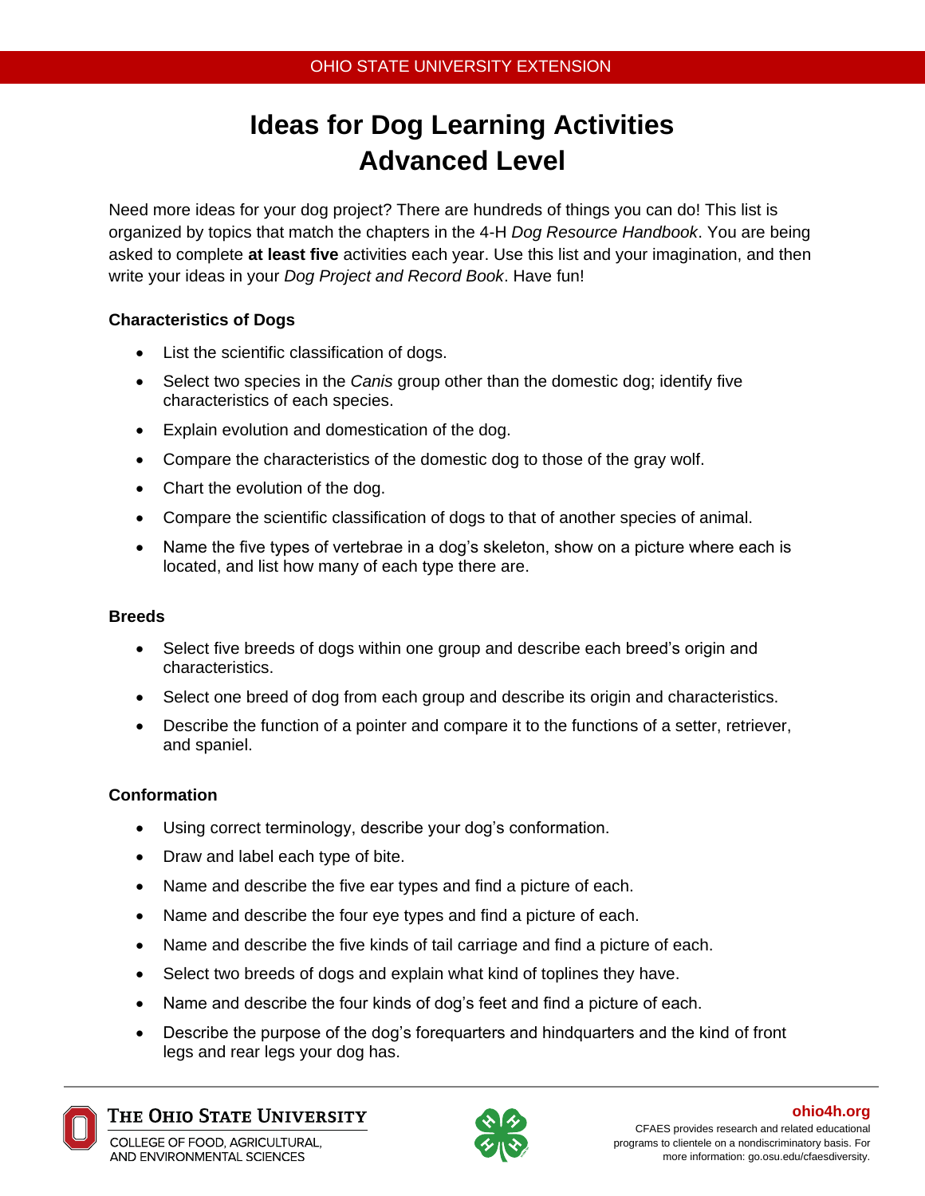# Ideas for Dog Learning Activities
# Advanced Level

Need more ideas for your dog project? There are hundreds of things you can do! This list is organized by topics that match the chapters in the 4-H *Dog Resource Handbook*. You are being asked to complete **at least five** activities each year. Use this list and your imagination, and then write your ideas in your *Dog Project and Record Book*. Have fun!

### Characteristics of Dogs

- List the scientific classification of dogs.
- Select two species in the *Canis* group other than the domestic dog; identify five characteristics of each species.
- Explain evolution and domestication of the dog.
- Compare the characteristics of the domestic dog to those of the gray wolf.
- Chart the evolution of the dog.
- Compare the scientific classification of dogs to that of another species of animal.
- Name the five types of vertebrae in a dog's skeleton, show on a picture where each is located, and list how many of each type there are.

### Breeds

- Select five breeds of dogs within one group and describe each breed's origin and characteristics.
- Select one breed of dog from each group and describe its origin and characteristics.
- Describe the function of a pointer and compare it to the functions of a setter, retriever, and spaniel.

### Conformation

- Using correct terminology, describe your dog's conformation.
- Draw and label each type of bite.
- Name and describe the five ear types and find a picture of each.
- Name and describe the four eye types and find a picture of each.
- Name and describe the five kinds of tail carriage and find a picture of each.
- Select two breeds of dogs and explain what kind of toplines they have.
- Name and describe the four kinds of dog's feet and find a picture of each.
- Describe the purpose of the dog's forequarters and hindquarters and the kind of front legs and rear legs your dog has.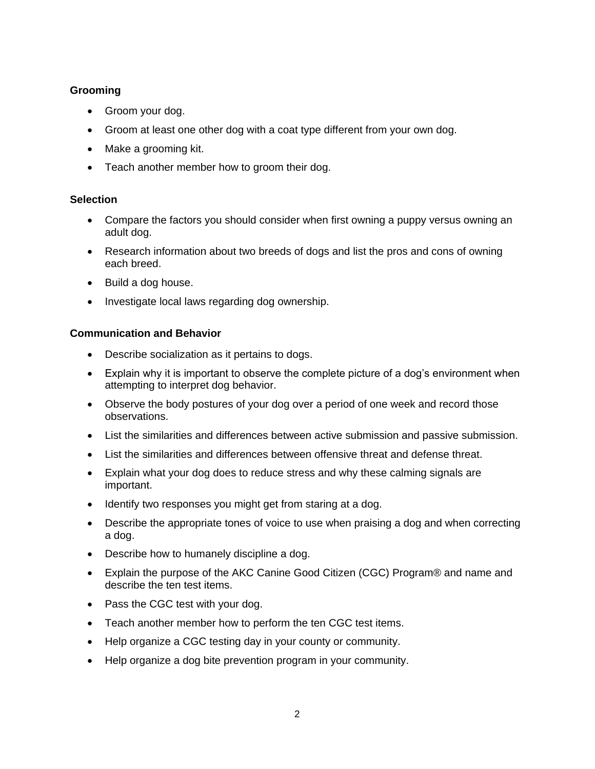**Grooming**

- Groom your dog.
- Groom at least one other dog with a coat type different from your own dog.
- Make a grooming kit.
- Teach another member how to groom their dog.

**Selection**

- Compare the factors you should consider when first owning a puppy versus owning an adult dog.
- Research information about two breeds of dogs and list the pros and cons of owning each breed.
- Build a dog house.
- Investigate local laws regarding dog ownership.

**Communication and Behavior**

- Describe socialization as it pertains to dogs.
- Explain why it is important to observe the complete picture of a dog's environment when attempting to interpret dog behavior.
- Observe the body postures of your dog over a period of one week and record those observations.
- List the similarities and differences between active submission and passive submission.
- List the similarities and differences between offensive threat and defense threat.
- Explain what your dog does to reduce stress and why these calming signals are important.
- Identify two responses you might get from staring at a dog.
- Describe the appropriate tones of voice to use when praising a dog and when correcting a dog.
- Describe how to humanely discipline a dog.
- Explain the purpose of the AKC Canine Good Citizen (CGC) Program® and name and describe the ten test items.
- Pass the CGC test with your dog.
- Teach another member how to perform the ten CGC test items.
- Help organize a CGC testing day in your county or community.
- Help organize a dog bite prevention program in your community.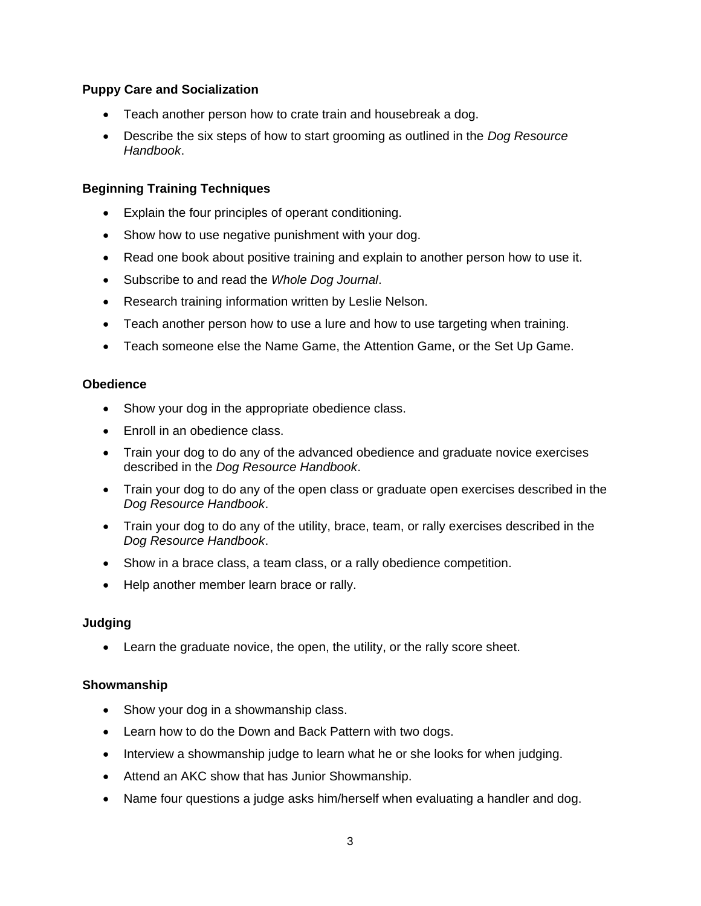**Puppy Care and Socialization**

- Teach another person how to crate train and housebreak a dog.
- Describe the six steps of how to start grooming as outlined in the *Dog Resource Handbook*.

**Beginning Training Techniques**

- Explain the four principles of operant conditioning.
- Show how to use negative punishment with your dog.
- Read one book about positive training and explain to another person how to use it.
- Subscribe to and read the *Whole Dog Journal*.
- Research training information written by Leslie Nelson.
- Teach another person how to use a lure and how to use targeting when training.
- Teach someone else the Name Game, the Attention Game, or the Set Up Game.

**Obedience**

- Show your dog in the appropriate obedience class.
- Enroll in an obedience class.
- Train your dog to do any of the advanced obedience and graduate novice exercises described in the *Dog Resource Handbook*.
- Train your dog to do any of the open class or graduate open exercises described in the *Dog Resource Handbook*.
- Train your dog to do any of the utility, brace, team, or rally exercises described in the *Dog Resource Handbook*.
- Show in a brace class, a team class, or a rally obedience competition.
- Help another member learn brace or rally.

**Judging**

- Learn the graduate novice, the open, the utility, or the rally score sheet.

**Showmanship**

- Show your dog in a showmanship class.
- Learn how to do the Down and Back Pattern with two dogs.
- Interview a showmanship judge to learn what he or she looks for when judging.
- Attend an AKC show that has Junior Showmanship.
- Name four questions a judge asks him/herself when evaluating a handler and dog.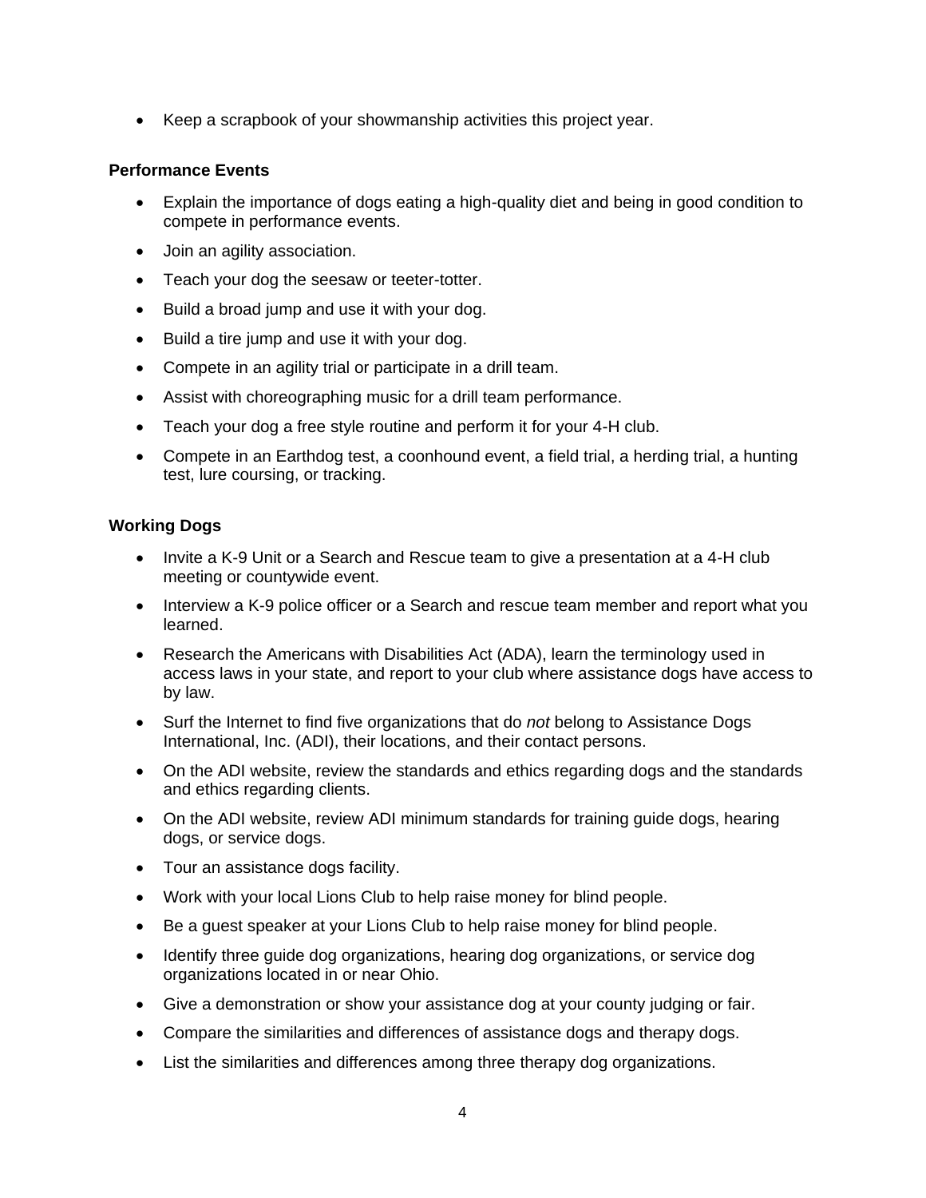- Keep a scrapbook of your showmanship activities this project year.

### Performance Events

- Explain the importance of dogs eating a high-quality diet and being in good condition to compete in performance events.
- Join an agility association.
- Teach your dog the seesaw or teeter-totter.
- Build a broad jump and use it with your dog.
- Build a tire jump and use it with your dog.
- Compete in an agility trial or participate in a drill team.
- Assist with choreographing music for a drill team performance.
- Teach your dog a free style routine and perform it for your 4-H club.
- Compete in an Earthdog test, a coonhound event, a field trial, a herding trial, a hunting test, lure coursing, or tracking.

### Working Dogs

- Invite a K-9 Unit or a Search and Rescue team to give a presentation at a 4-H club meeting or countywide event.
- Interview a K-9 police officer or a Search and rescue team member and report what you learned.
- Research the Americans with Disabilities Act (ADA), learn the terminology used in access laws in your state, and report to your club where assistance dogs have access to by law.
- Surf the Internet to find five organizations that do *not* belong to Assistance Dogs International, Inc. (ADI), their locations, and their contact persons.
- On the ADI website, review the standards and ethics regarding dogs and the standards and ethics regarding clients.
- On the ADI website, review ADI minimum standards for training guide dogs, hearing dogs, or service dogs.
- Tour an assistance dogs facility.
- Work with your local Lions Club to help raise money for blind people.
- Be a guest speaker at your Lions Club to help raise money for blind people.
- Identify three guide dog organizations, hearing dog organizations, or service dog organizations located in or near Ohio.
- Give a demonstration or show your assistance dog at your county judging or fair.
- Compare the similarities and differences of assistance dogs and therapy dogs.
- List the similarities and differences among three therapy dog organizations.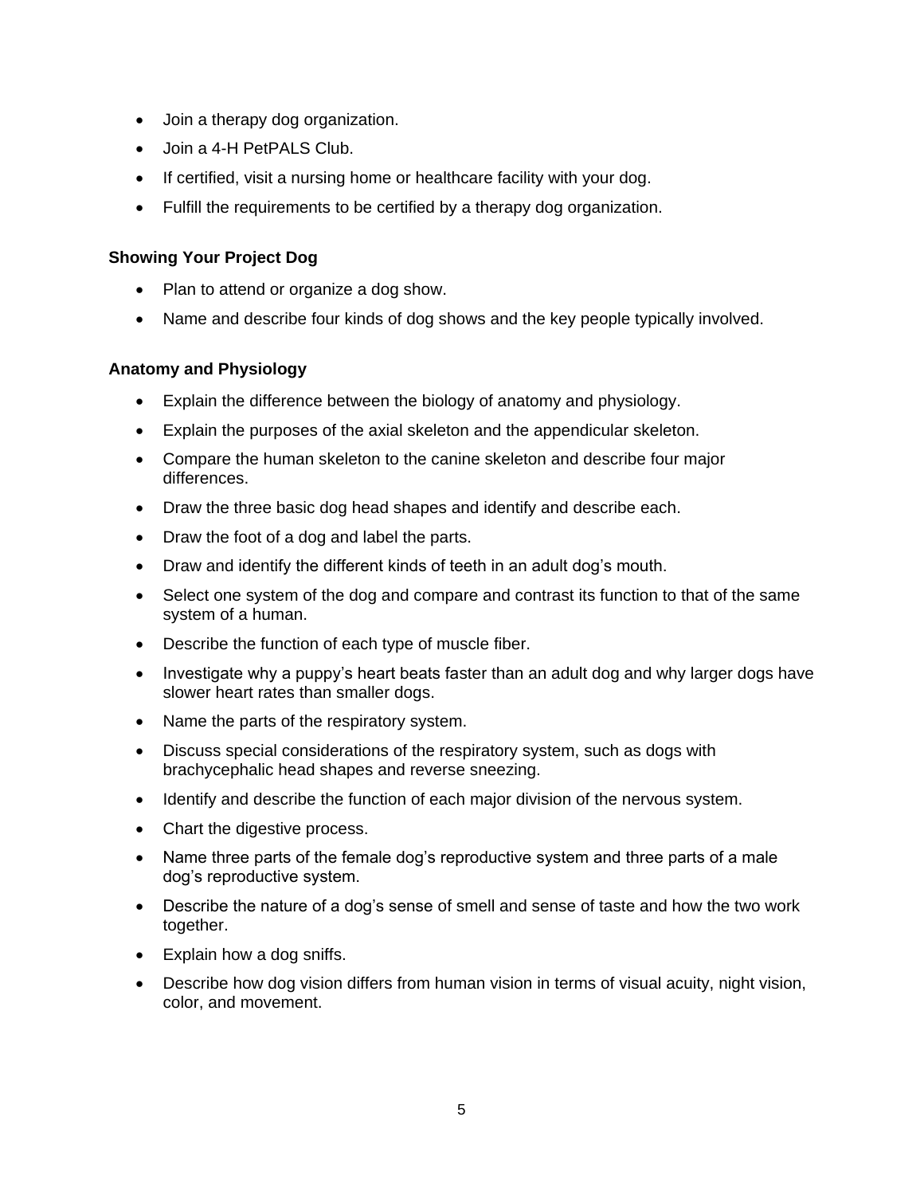- Join a therapy dog organization.
- Join a 4-H PetPALS Club.
- If certified, visit a nursing home or healthcare facility with your dog.
- Fulfill the requirements to be certified by a therapy dog organization.

**Showing Your Project Dog**

- Plan to attend or organize a dog show.
- Name and describe four kinds of dog shows and the key people typically involved.

**Anatomy and Physiology**

- Explain the difference between the biology of anatomy and physiology.
- Explain the purposes of the axial skeleton and the appendicular skeleton.
- Compare the human skeleton to the canine skeleton and describe four major differences.
- Draw the three basic dog head shapes and identify and describe each.
- Draw the foot of a dog and label the parts.
- Draw and identify the different kinds of teeth in an adult dog's mouth.
- Select one system of the dog and compare and contrast its function to that of the same system of a human.
- Describe the function of each type of muscle fiber.
- Investigate why a puppy's heart beats faster than an adult dog and why larger dogs have slower heart rates than smaller dogs.
- Name the parts of the respiratory system.
- Discuss special considerations of the respiratory system, such as dogs with brachycephalic head shapes and reverse sneezing.
- Identify and describe the function of each major division of the nervous system.
- Chart the digestive process.
- Name three parts of the female dog's reproductive system and three parts of a male dog's reproductive system.
- Describe the nature of a dog's sense of smell and sense of taste and how the two work together.
- Explain how a dog sniffs.
- Describe how dog vision differs from human vision in terms of visual acuity, night vision, color, and movement.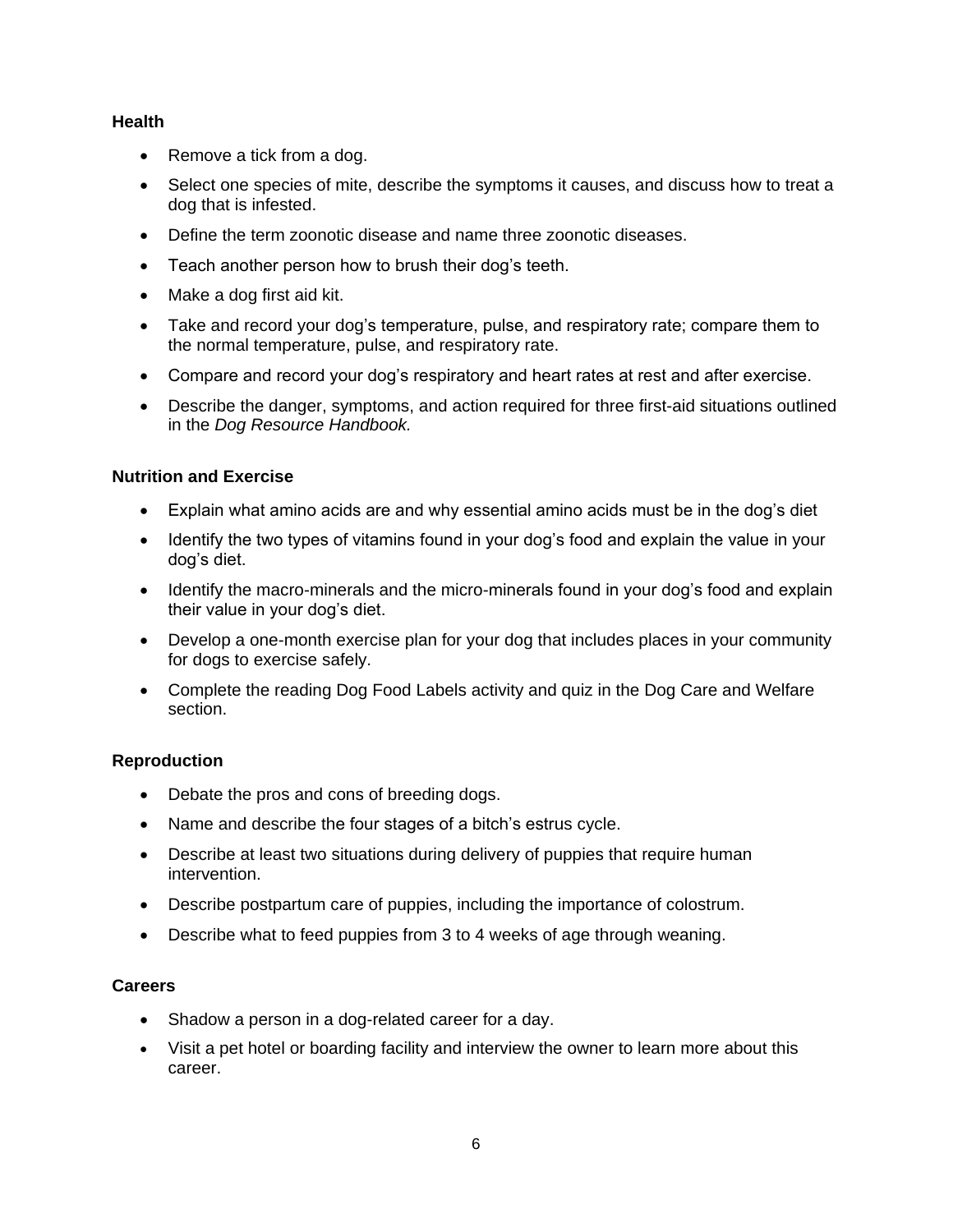**Health**

- Remove a tick from a dog.
- Select one species of mite, describe the symptoms it causes, and discuss how to treat a dog that is infested.
- Define the term zoonotic disease and name three zoonotic diseases.
- Teach another person how to brush their dog's teeth.
- Make a dog first aid kit.
- Take and record your dog's temperature, pulse, and respiratory rate; compare them to the normal temperature, pulse, and respiratory rate.
- Compare and record your dog's respiratory and heart rates at rest and after exercise.
- Describe the danger, symptoms, and action required for three first-aid situations outlined in the *Dog Resource Handbook.*

**Nutrition and Exercise**

- Explain what amino acids are and why essential amino acids must be in the dog's diet
- Identify the two types of vitamins found in your dog's food and explain the value in your dog's diet.
- Identify the macro-minerals and the micro-minerals found in your dog's food and explain their value in your dog's diet.
- Develop a one-month exercise plan for your dog that includes places in your community for dogs to exercise safely.
- Complete the reading Dog Food Labels activity and quiz in the Dog Care and Welfare section.

**Reproduction**

- Debate the pros and cons of breeding dogs.
- Name and describe the four stages of a bitch's estrus cycle.
- Describe at least two situations during delivery of puppies that require human intervention.
- Describe postpartum care of puppies, including the importance of colostrum.
- Describe what to feed puppies from 3 to 4 weeks of age through weaning.

**Careers**

- Shadow a person in a dog-related career for a day.
- Visit a pet hotel or boarding facility and interview the owner to learn more about this career.